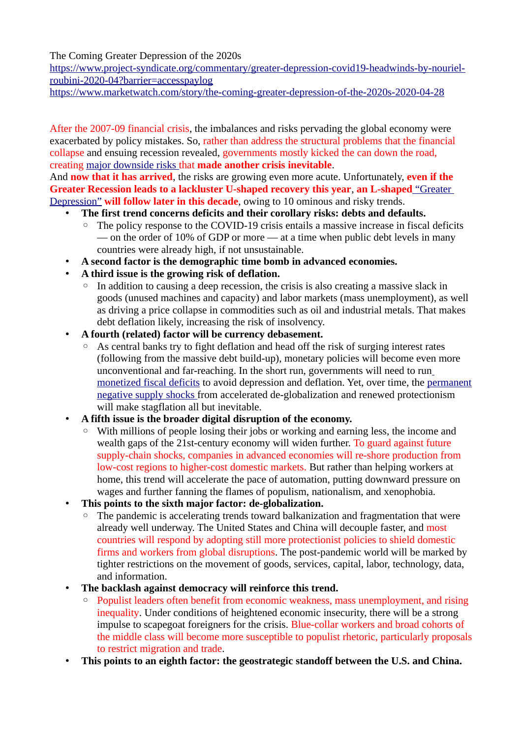The Coming Greater Depression of the 2020s
https://www.project-syndicate.org/commentary/greater-depression-covid19-headwinds-by-nouriel-roubini-2020-04?barrier=accesspaylog
https://www.marketwatch.com/story/the-coming-greater-depression-of-the-2020s-2020-04-28

After the 2007-09 financial crisis, the imbalances and risks pervading the global economy were exacerbated by policy mistakes. So, rather than address the structural problems that the financial collapse and ensuing recession revealed, governments mostly kicked the can down the road, creating major downside risks that **made another crisis inevitable**.
And **now that it has arrived**, the risks are growing even more acute. Unfortunately, **even if the Greater Recession leads to a lackluster U-shaped recovery this year**, **an L-shaped** "Greater Depression" **will follow later in this decade**, owing to 10 ominous and risky trends.

- **The first trend concerns deficits and their corollary risks: debts and defaults.**
    - The policy response to the COVID-19 crisis entails a massive increase in fiscal deficits — on the order of 10% of GDP or more — at a time when public debt levels in many countries were already high, if not unsustainable.
- **A second factor is the demographic time bomb in advanced economies.**
- **A third issue is the growing risk of deflation.**
    - In addition to causing a deep recession, the crisis is also creating a massive slack in goods (unused machines and capacity) and labor markets (mass unemployment), as well as driving a price collapse in commodities such as oil and industrial metals. That makes debt deflation likely, increasing the risk of insolvency.
- **A fourth (related) factor will be currency debasement.**
    - As central banks try to fight deflation and head off the risk of surging interest rates (following from the massive debt build-up), monetary policies will become even more unconventional and far-reaching. In the short run, governments will need to run monetized fiscal deficits to avoid depression and deflation. Yet, over time, the permanent negative supply shocks from accelerated de-globalization and renewed protectionism will make stagflation all but inevitable.
- **A fifth issue is the broader digital disruption of the economy.**
    - With millions of people losing their jobs or working and earning less, the income and wealth gaps of the 21st-century economy will widen further. To guard against future supply-chain shocks, companies in advanced economies will re-shore production from low-cost regions to higher-cost domestic markets. But rather than helping workers at home, this trend will accelerate the pace of automation, putting downward pressure on wages and further fanning the flames of populism, nationalism, and xenophobia.
- **This points to the sixth major factor: de-globalization.**
    - The pandemic is accelerating trends toward balkanization and fragmentation that were already well underway. The United States and China will decouple faster, and most countries will respond by adopting still more protectionist policies to shield domestic firms and workers from global disruptions. The post-pandemic world will be marked by tighter restrictions on the movement of goods, services, capital, labor, technology, data, and information.
- **The backlash against democracy will reinforce this trend.**
    - Populist leaders often benefit from economic weakness, mass unemployment, and rising inequality. Under conditions of heightened economic insecurity, there will be a strong impulse to scapegoat foreigners for the crisis. Blue-collar workers and broad cohorts of the middle class will become more susceptible to populist rhetoric, particularly proposals to restrict migration and trade.
- **This points to an eighth factor: the geostrategic standoff between the U.S. and China.**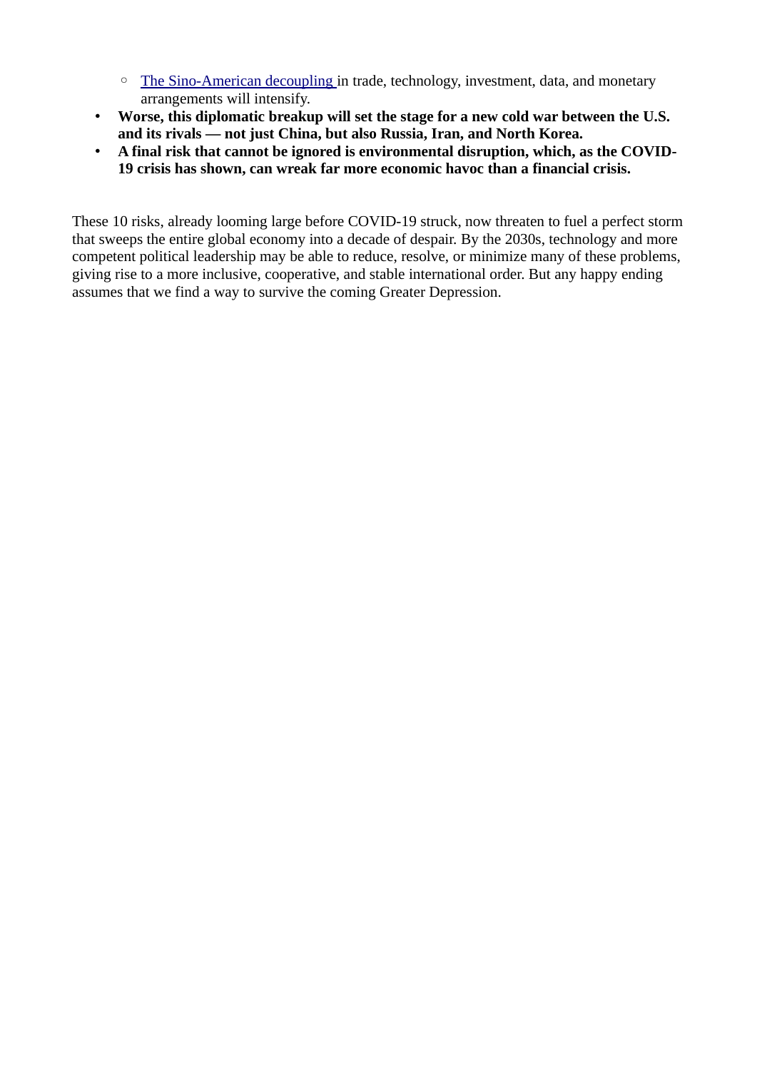- [The Sino-American decoupling ](#)in trade, technology, investment, data, and monetary arrangements will intensify.
- **Worse, this diplomatic breakup will set the stage for a new cold war between the U.S. and its rivals — not just China, but also Russia, Iran, and North Korea.**
- **A final risk that cannot be ignored is environmental disruption, which, as the COVID-19 crisis has shown, can wreak far more economic havoc than a financial crisis.**

These 10 risks, already looming large before COVID-19 struck, now threaten to fuel a perfect storm that sweeps the entire global economy into a decade of despair. By the 2030s, technology and more competent political leadership may be able to reduce, resolve, or minimize many of these problems, giving rise to a more inclusive, cooperative, and stable international order. But any happy ending assumes that we find a way to survive the coming Greater Depression.